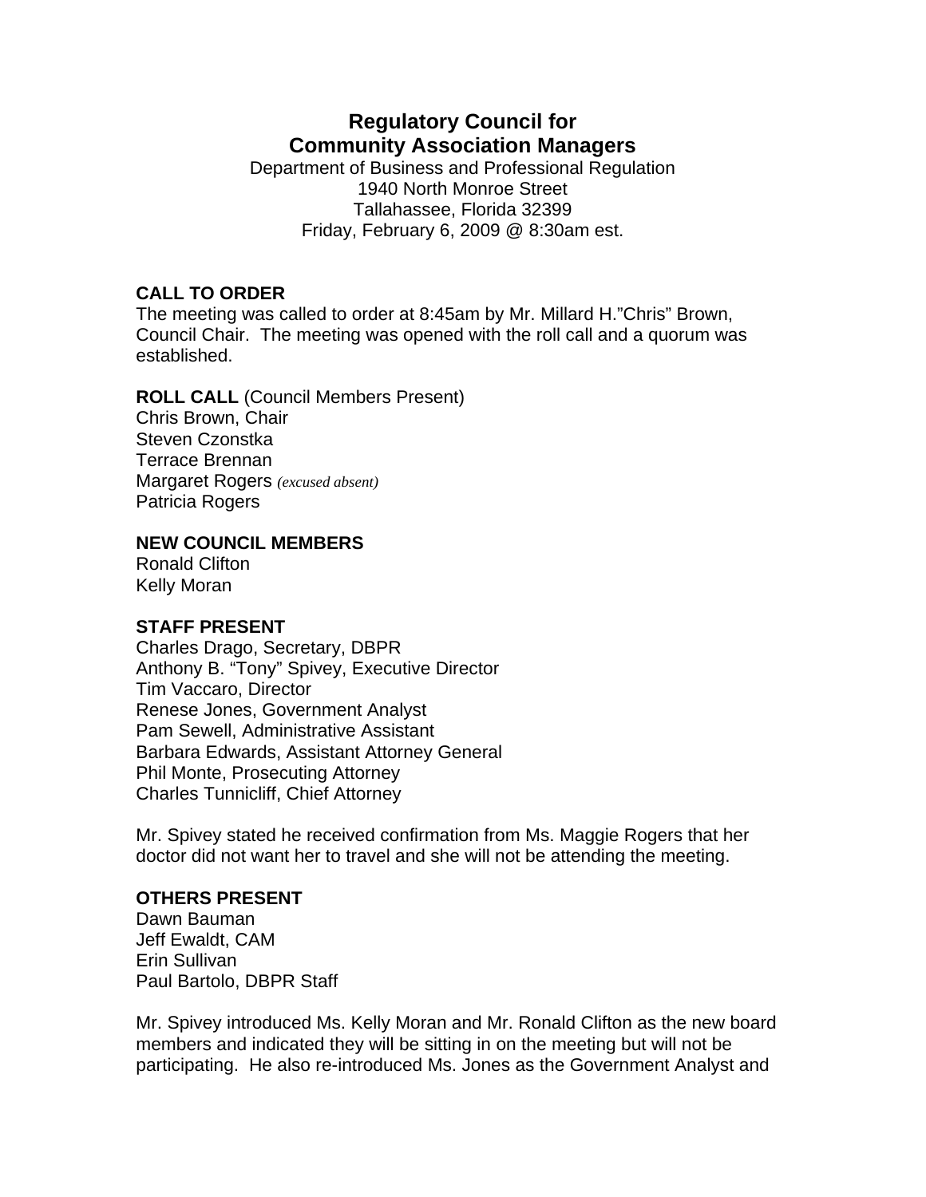# Regulatory Council for Community Association Managers

Department of Business and Professional Regulation
1940 North Monroe Street
Tallahassee, Florida 32399
Friday, February 6, 2009 @ 8:30am est.

**CALL TO ORDER**
The meeting was called to order at 8:45am by Mr. Millard H."Chris" Brown, Council Chair. The meeting was opened with the roll call and a quorum was established.

**ROLL CALL** (Council Members Present)
Chris Brown, Chair
Steven Czonstka
Terrace Brennan
Margaret Rogers *(excused absent)*
Patricia Rogers

**NEW COUNCIL MEMBERS**
Ronald Clifton
Kelly Moran

**STAFF PRESENT**
Charles Drago, Secretary, DBPR
Anthony B. "Tony" Spivey, Executive Director
Tim Vaccaro, Director
Renese Jones, Government Analyst
Pam Sewell, Administrative Assistant
Barbara Edwards, Assistant Attorney General
Phil Monte, Prosecuting Attorney
Charles Tunnicliff, Chief Attorney

Mr. Spivey stated he received confirmation from Ms. Maggie Rogers that her doctor did not want her to travel and she will not be attending the meeting.

**OTHERS PRESENT**
Dawn Bauman
Jeff Ewaldt, CAM
Erin Sullivan
Paul Bartolo, DBPR Staff

Mr. Spivey introduced Ms. Kelly Moran and Mr. Ronald Clifton as the new board members and indicated they will be sitting in on the meeting but will not be participating. He also re-introduced Ms. Jones as the Government Analyst and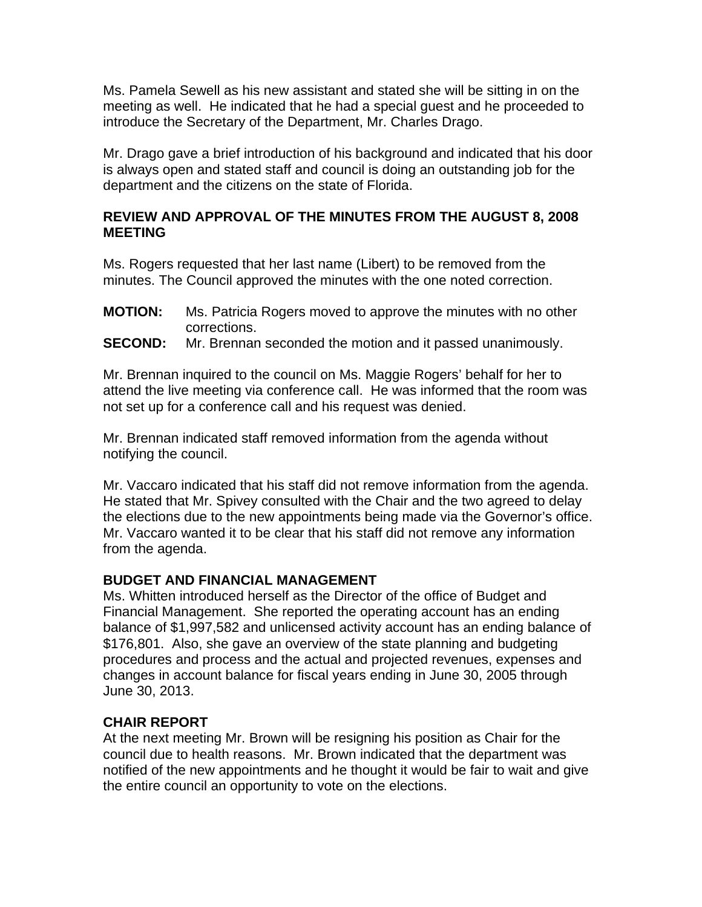Ms. Pamela Sewell as his new assistant and stated she will be sitting in on the meeting as well. He indicated that he had a special guest and he proceeded to introduce the Secretary of the Department, Mr. Charles Drago.

Mr. Drago gave a brief introduction of his background and indicated that his door is always open and stated staff and council is doing an outstanding job for the department and the citizens on the state of Florida.

## REVIEW AND APPROVAL OF THE MINUTES FROM THE AUGUST 8, 2008 MEETING

Ms. Rogers requested that her last name (Libert) to be removed from the minutes. The Council approved the minutes with the one noted correction.

**MOTION:** Ms. Patricia Rogers moved to approve the minutes with no other corrections.
**SECOND:** Mr. Brennan seconded the motion and it passed unanimously.

Mr. Brennan inquired to the council on Ms. Maggie Rogers' behalf for her to attend the live meeting via conference call. He was informed that the room was not set up for a conference call and his request was denied.

Mr. Brennan indicated staff removed information from the agenda without notifying the council.

Mr. Vaccaro indicated that his staff did not remove information from the agenda. He stated that Mr. Spivey consulted with the Chair and the two agreed to delay the elections due to the new appointments being made via the Governor's office. Mr. Vaccaro wanted it to be clear that his staff did not remove any information from the agenda.

## BUDGET AND FINANCIAL MANAGEMENT

Ms. Whitten introduced herself as the Director of the office of Budget and Financial Management. She reported the operating account has an ending balance of $1,997,582 and unlicensed activity account has an ending balance of $176,801. Also, she gave an overview of the state planning and budgeting procedures and process and the actual and projected revenues, expenses and changes in account balance for fiscal years ending in June 30, 2005 through June 30, 2013.

## CHAIR REPORT

At the next meeting Mr. Brown will be resigning his position as Chair for the council due to health reasons. Mr. Brown indicated that the department was notified of the new appointments and he thought it would be fair to wait and give the entire council an opportunity to vote on the elections.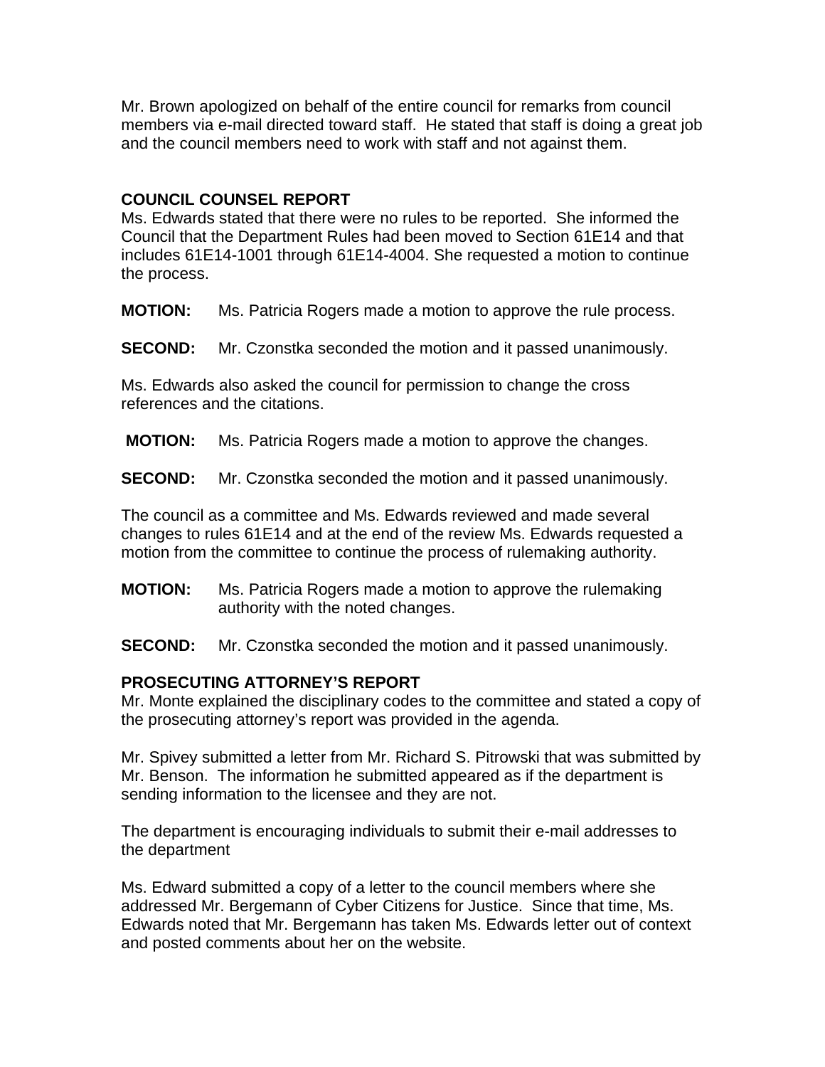Mr. Brown apologized on behalf of the entire council for remarks from council members via e-mail directed toward staff. He stated that staff is doing a great job and the council members need to work with staff and not against them.

## COUNCIL COUNSEL REPORT

Ms. Edwards stated that there were no rules to be reported. She informed the Council that the Department Rules had been moved to Section 61E14 and that includes 61E14-1001 through 61E14-4004. She requested a motion to continue the process.

**MOTION:** Ms. Patricia Rogers made a motion to approve the rule process.

**SECOND:** Mr. Czonstka seconded the motion and it passed unanimously.

Ms. Edwards also asked the council for permission to change the cross references and the citations.

**MOTION:** Ms. Patricia Rogers made a motion to approve the changes.

**SECOND:** Mr. Czonstka seconded the motion and it passed unanimously.

The council as a committee and Ms. Edwards reviewed and made several changes to rules 61E14 and at the end of the review Ms. Edwards requested a motion from the committee to continue the process of rulemaking authority.

**MOTION:** Ms. Patricia Rogers made a motion to approve the rulemaking authority with the noted changes.

**SECOND:** Mr. Czonstka seconded the motion and it passed unanimously.

## PROSECUTING ATTORNEY'S REPORT

Mr. Monte explained the disciplinary codes to the committee and stated a copy of the prosecuting attorney's report was provided in the agenda.

Mr. Spivey submitted a letter from Mr. Richard S. Pitrowski that was submitted by Mr. Benson. The information he submitted appeared as if the department is sending information to the licensee and they are not.

The department is encouraging individuals to submit their e-mail addresses to the department

Ms. Edward submitted a copy of a letter to the council members where she addressed Mr. Bergemann of Cyber Citizens for Justice. Since that time, Ms. Edwards noted that Mr. Bergemann has taken Ms. Edwards letter out of context and posted comments about her on the website.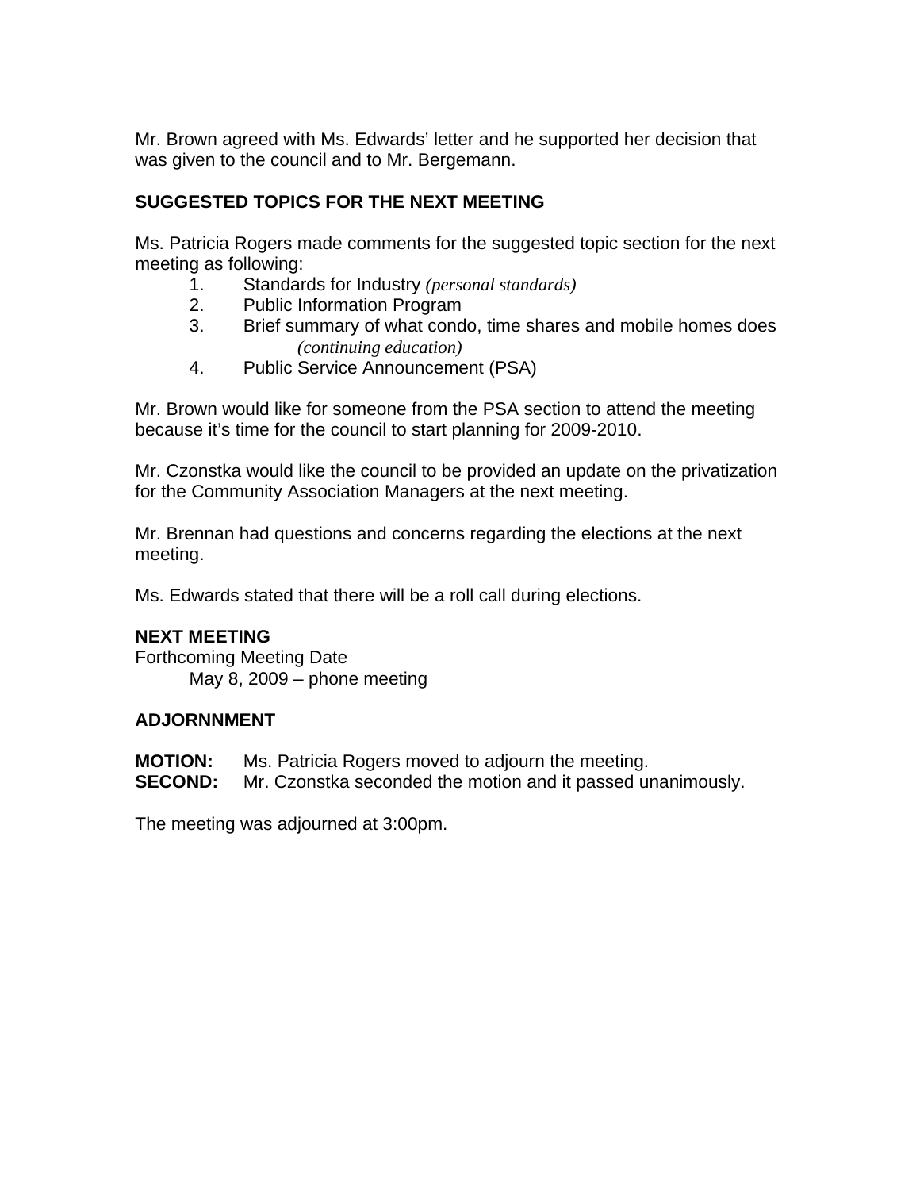Mr. Brown agreed with Ms. Edwards' letter and he supported her decision that was given to the council and to Mr. Bergemann.

## SUGGESTED TOPICS FOR THE NEXT MEETING

Ms. Patricia Rogers made comments for the suggested topic section for the next meeting as following:

1. Standards for Industry *(personal standards)*
2. Public Information Program
3. Brief summary of what condo, time shares and mobile homes does *(continuing education)*
4. Public Service Announcement (PSA)

Mr. Brown would like for someone from the PSA section to attend the meeting because it's time for the council to start planning for 2009-2010.

Mr. Czonstka would like the council to be provided an update on the privatization for the Community Association Managers at the next meeting.

Mr. Brennan had questions and concerns regarding the elections at the next meeting.

Ms. Edwards stated that there will be a roll call during elections.

## NEXT MEETING

Forthcoming Meeting Date

May 8, 2009 – phone meeting

## ADJORNNMENT

**MOTION:** Ms. Patricia Rogers moved to adjourn the meeting.
**SECOND:** Mr. Czonstka seconded the motion and it passed unanimously.

The meeting was adjourned at 3:00pm.